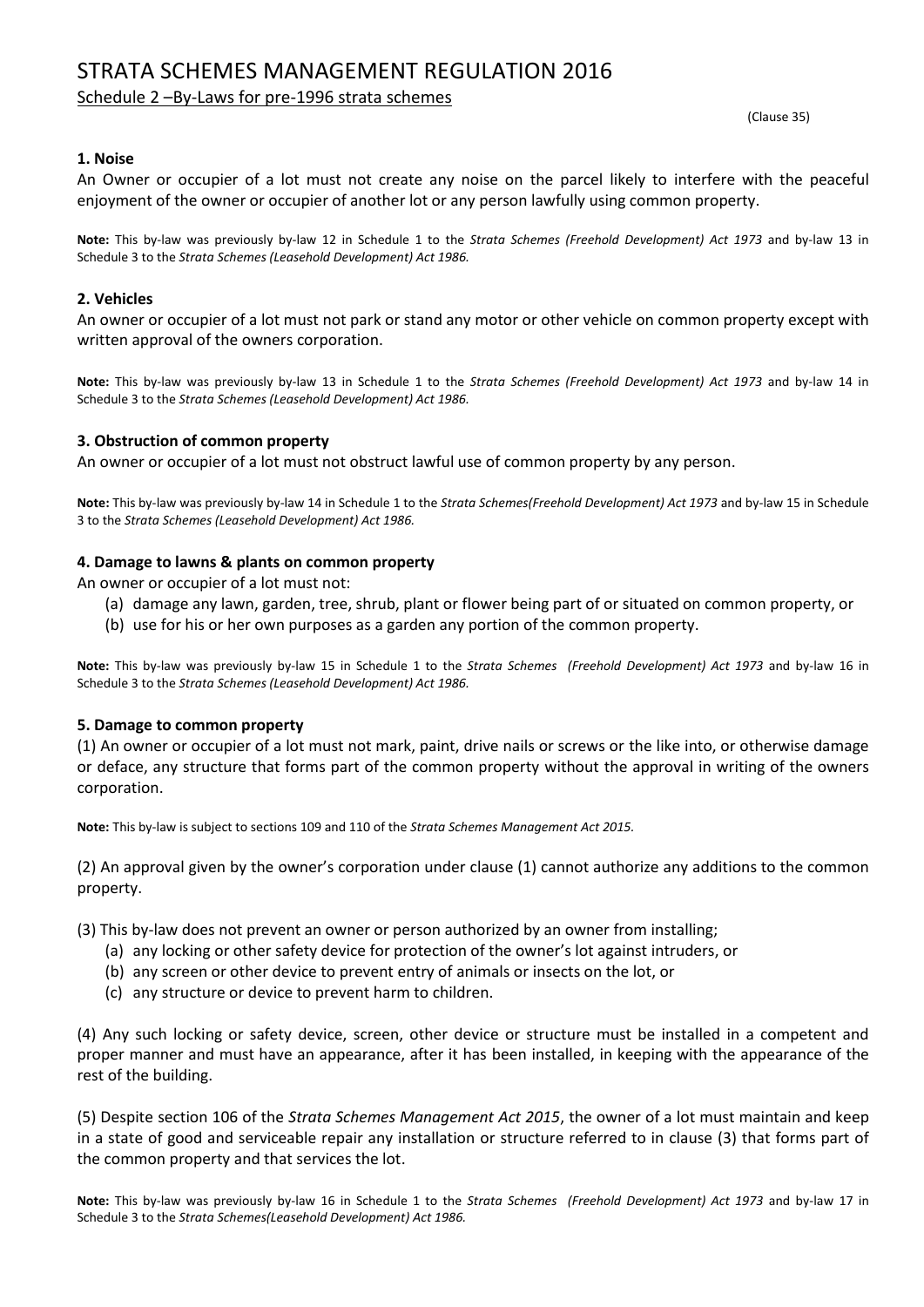# STRATA SCHEMES MANAGEMENT REGULATION 2016

Schedule 2 –By-Laws for pre-1996 strata schemes

(Clause 35)

### 1. Noise

An Owner or occupier of a lot must not create any noise on the parcel likely to interfere with the peaceful enjoyment of the owner or occupier of another lot or any person lawfully using common property.

**Note:** This by-law was previously by-law 12 in Schedule 1 to the *Strata Schemes (Freehold Development) Act 1973* and by-law 13 in Schedule 3 to the *Strata Schemes (Leasehold Development) Act 1986.*

### 2. Vehicles

An owner or occupier of a lot must not park or stand any motor or other vehicle on common property except with written approval of the owners corporation.

**Note:** This by-law was previously by-law 13 in Schedule 1 to the *Strata Schemes (Freehold Development) Act 1973* and by-law 14 in Schedule 3 to the *Strata Schemes (Leasehold Development) Act 1986.*

### 3. Obstruction of common property

An owner or occupier of a lot must not obstruct lawful use of common property by any person.

**Note:** This by-law was previously by-law 14 in Schedule 1 to the *Strata Schemes(Freehold Development) Act 1973* and by-law 15 in Schedule 3 to the *Strata Schemes (Leasehold Development) Act 1986.*

### 4. Damage to lawns & plants on common property

An owner or occupier of a lot must not:

(a) damage any lawn, garden, tree, shrub, plant or flower being part of or situated on common property, or
(b) use for his or her own purposes as a garden any portion of the common property.

**Note:** This by-law was previously by-law 15 in Schedule 1 to the *Strata Schemes (Freehold Development) Act 1973* and by-law 16 in Schedule 3 to the *Strata Schemes (Leasehold Development) Act 1986.*

### 5. Damage to common property

(1) An owner or occupier of a lot must not mark, paint, drive nails or screws or the like into, or otherwise damage or deface, any structure that forms part of the common property without the approval in writing of the owners corporation.

**Note:** This by-law is subject to sections 109 and 110 of the *Strata Schemes Management Act 2015.*

(2) An approval given by the owner's corporation under clause (1) cannot authorize any additions to the common property.

(3) This by-law does not prevent an owner or person authorized by an owner from installing;

(a) any locking or other safety device for protection of the owner's lot against intruders, or
(b) any screen or other device to prevent entry of animals or insects on the lot, or
(c) any structure or device to prevent harm to children.

(4) Any such locking or safety device, screen, other device or structure must be installed in a competent and proper manner and must have an appearance, after it has been installed, in keeping with the appearance of the rest of the building.

(5) Despite section 106 of the *Strata Schemes Management Act 2015*, the owner of a lot must maintain and keep in a state of good and serviceable repair any installation or structure referred to in clause (3) that forms part of the common property and that services the lot.

**Note:** This by-law was previously by-law 16 in Schedule 1 to the *Strata Schemes (Freehold Development) Act 1973* and by-law 17 in Schedule 3 to the *Strata Schemes(Leasehold Development) Act 1986.*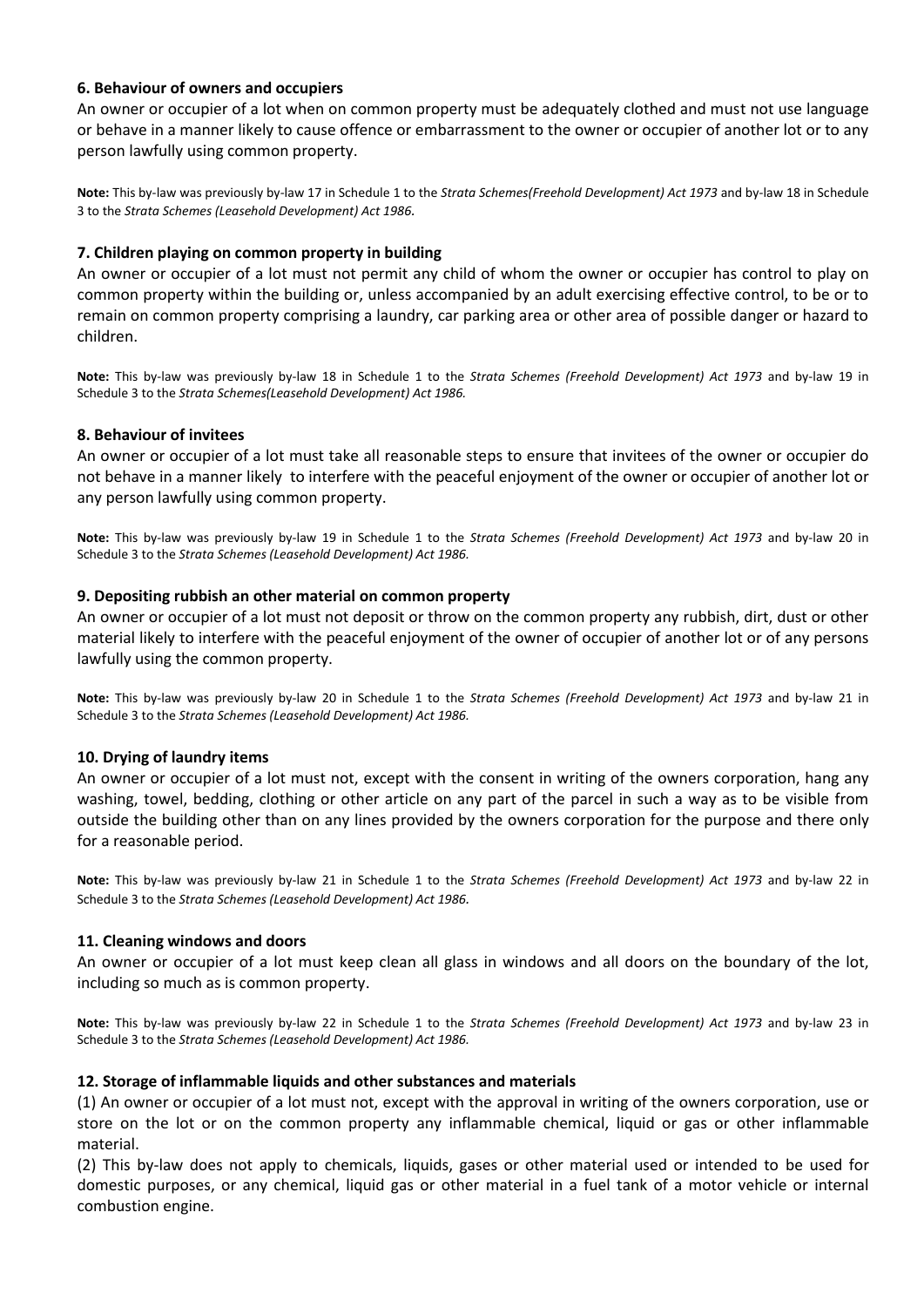### 6. Behaviour of owners and occupiers

An owner or occupier of a lot when on common property must be adequately clothed and must not use language or behave in a manner likely to cause offence or embarrassment to the owner or occupier of another lot or to any person lawfully using common property.

**Note:** This by-law was previously by-law 17 in Schedule 1 to the *Strata Schemes(Freehold Development) Act 1973* and by-law 18 in Schedule 3 to the *Strata Schemes (Leasehold Development) Act 1986.*

### 7. Children playing on common property in building

An owner or occupier of a lot must not permit any child of whom the owner or occupier has control to play on common property within the building or, unless accompanied by an adult exercising effective control, to be or to remain on common property comprising a laundry, car parking area or other area of possible danger or hazard to children.

**Note:** This by-law was previously by-law 18 in Schedule 1 to the *Strata Schemes (Freehold Development) Act 1973* and by-law 19 in Schedule 3 to the *Strata Schemes(Leasehold Development) Act 1986.*

### 8. Behaviour of invitees

An owner or occupier of a lot must take all reasonable steps to ensure that invitees of the owner or occupier do not behave in a manner likely to interfere with the peaceful enjoyment of the owner or occupier of another lot or any person lawfully using common property.

**Note:** This by-law was previously by-law 19 in Schedule 1 to the *Strata Schemes (Freehold Development) Act 1973* and by-law 20 in Schedule 3 to the *Strata Schemes (Leasehold Development) Act 1986.*

### 9. Depositing rubbish an other material on common property

An owner or occupier of a lot must not deposit or throw on the common property any rubbish, dirt, dust or other material likely to interfere with the peaceful enjoyment of the owner of occupier of another lot or of any persons lawfully using the common property.

**Note:** This by-law was previously by-law 20 in Schedule 1 to the *Strata Schemes (Freehold Development) Act 1973* and by-law 21 in Schedule 3 to the *Strata Schemes (Leasehold Development) Act 1986.*

### 10. Drying of laundry items

An owner or occupier of a lot must not, except with the consent in writing of the owners corporation, hang any washing, towel, bedding, clothing or other article on any part of the parcel in such a way as to be visible from outside the building other than on any lines provided by the owners corporation for the purpose and there only for a reasonable period.

**Note:** This by-law was previously by-law 21 in Schedule 1 to the *Strata Schemes (Freehold Development) Act 1973* and by-law 22 in Schedule 3 to the *Strata Schemes (Leasehold Development) Act 1986.*

### 11. Cleaning windows and doors

An owner or occupier of a lot must keep clean all glass in windows and all doors on the boundary of the lot, including so much as is common property.

**Note:** This by-law was previously by-law 22 in Schedule 1 to the *Strata Schemes (Freehold Development) Act 1973* and by-law 23 in Schedule 3 to the *Strata Schemes (Leasehold Development) Act 1986.*

### 12. Storage of inflammable liquids and other substances and materials

(1) An owner or occupier of a lot must not, except with the approval in writing of the owners corporation, use or store on the lot or on the common property any inflammable chemical, liquid or gas or other inflammable material.

(2) This by-law does not apply to chemicals, liquids, gases or other material used or intended to be used for domestic purposes, or any chemical, liquid gas or other material in a fuel tank of a motor vehicle or internal combustion engine.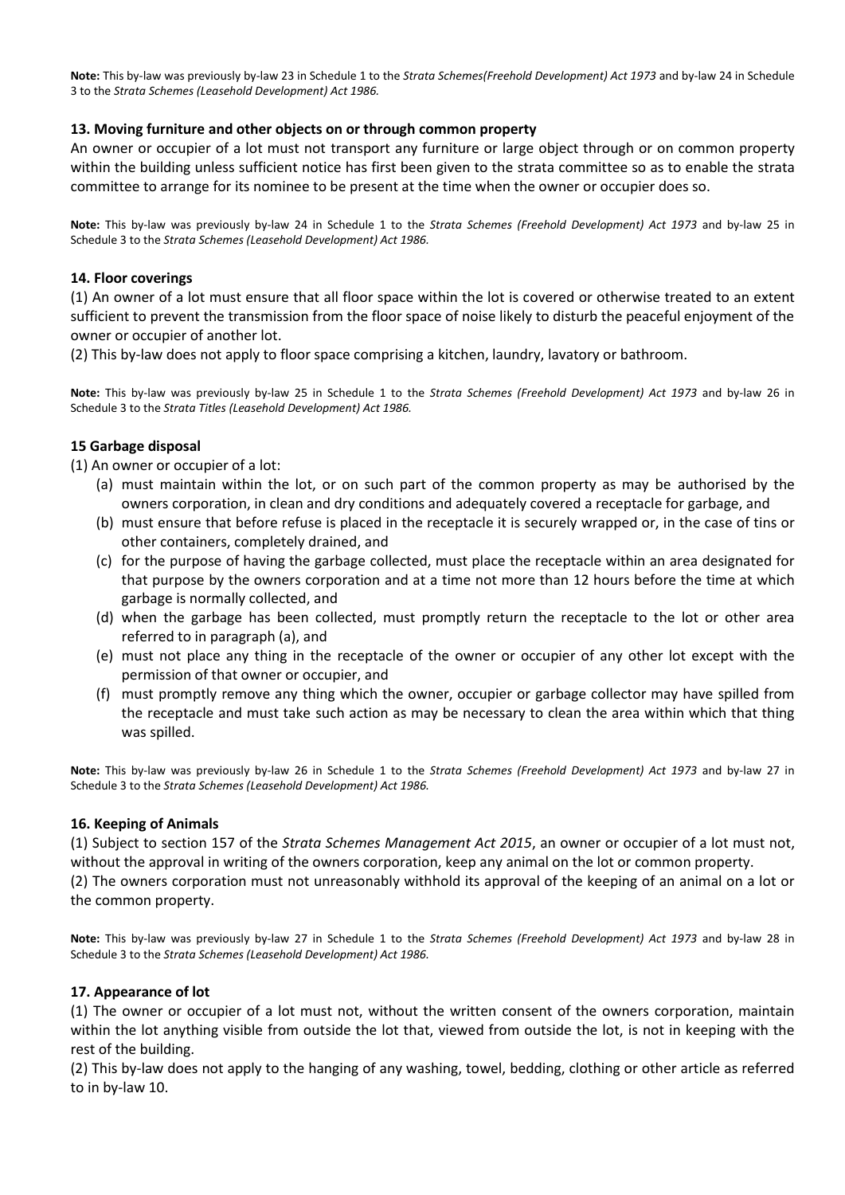**Note:** This by-law was previously by-law 23 in Schedule 1 to the *Strata Schemes(Freehold Development) Act 1973* and by-law 24 in Schedule 3 to the *Strata Schemes (Leasehold Development) Act 1986.*

### 13. Moving furniture and other objects on or through common property

An owner or occupier of a lot must not transport any furniture or large object through or on common property within the building unless sufficient notice has first been given to the strata committee so as to enable the strata committee to arrange for its nominee to be present at the time when the owner or occupier does so.

**Note:** This by-law was previously by-law 24 in Schedule 1 to the *Strata Schemes (Freehold Development) Act 1973* and by-law 25 in Schedule 3 to the *Strata Schemes (Leasehold Development) Act 1986.*

### 14. Floor coverings

(1) An owner of a lot must ensure that all floor space within the lot is covered or otherwise treated to an extent sufficient to prevent the transmission from the floor space of noise likely to disturb the peaceful enjoyment of the owner or occupier of another lot.

(2) This by-law does not apply to floor space comprising a kitchen, laundry, lavatory or bathroom.

**Note:** This by-law was previously by-law 25 in Schedule 1 to the *Strata Schemes (Freehold Development) Act 1973* and by-law 26 in Schedule 3 to the *Strata Titles (Leasehold Development) Act 1986.*

### 15 Garbage disposal

(1) An owner or occupier of a lot:

- (a) must maintain within the lot, or on such part of the common property as may be authorised by the owners corporation, in clean and dry conditions and adequately covered a receptacle for garbage, and
- (b) must ensure that before refuse is placed in the receptacle it is securely wrapped or, in the case of tins or other containers, completely drained, and
- (c) for the purpose of having the garbage collected, must place the receptacle within an area designated for that purpose by the owners corporation and at a time not more than 12 hours before the time at which garbage is normally collected, and
- (d) when the garbage has been collected, must promptly return the receptacle to the lot or other area referred to in paragraph (a), and
- (e) must not place any thing in the receptacle of the owner or occupier of any other lot except with the permission of that owner or occupier, and
- (f) must promptly remove any thing which the owner, occupier or garbage collector may have spilled from the receptacle and must take such action as may be necessary to clean the area within which that thing was spilled.

**Note:** This by-law was previously by-law 26 in Schedule 1 to the *Strata Schemes (Freehold Development) Act 1973* and by-law 27 in Schedule 3 to the *Strata Schemes (Leasehold Development) Act 1986.*

### 16. Keeping of Animals

(1) Subject to section 157 of the *Strata Schemes Management Act 2015*, an owner or occupier of a lot must not, without the approval in writing of the owners corporation, keep any animal on the lot or common property.

(2) The owners corporation must not unreasonably withhold its approval of the keeping of an animal on a lot or the common property.

**Note:** This by-law was previously by-law 27 in Schedule 1 to the *Strata Schemes (Freehold Development) Act 1973* and by-law 28 in Schedule 3 to the *Strata Schemes (Leasehold Development) Act 1986.*

### 17. Appearance of lot

(1) The owner or occupier of a lot must not, without the written consent of the owners corporation, maintain within the lot anything visible from outside the lot that, viewed from outside the lot, is not in keeping with the rest of the building.

(2) This by-law does not apply to the hanging of any washing, towel, bedding, clothing or other article as referred to in by-law 10.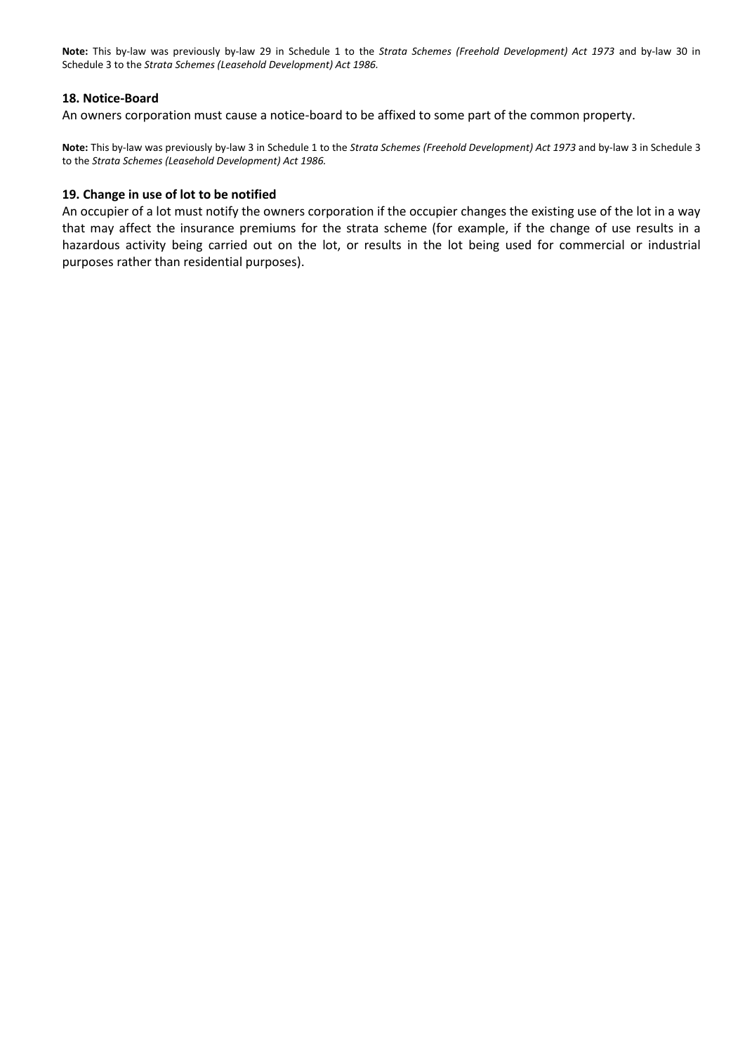**Note:** This by-law was previously by-law 29 in Schedule 1 to the *Strata Schemes (Freehold Development) Act 1973* and by-law 30 in Schedule 3 to the *Strata Schemes (Leasehold Development) Act 1986.*

### 18. Notice-Board

An owners corporation must cause a notice-board to be affixed to some part of the common property.

**Note:** This by-law was previously by-law 3 in Schedule 1 to the *Strata Schemes (Freehold Development) Act 1973* and by-law 3 in Schedule 3 to the *Strata Schemes (Leasehold Development) Act 1986.*

### 19. Change in use of lot to be notified

An occupier of a lot must notify the owners corporation if the occupier changes the existing use of the lot in a way that may affect the insurance premiums for the strata scheme (for example, if the change of use results in a hazardous activity being carried out on the lot, or results in the lot being used for commercial or industrial purposes rather than residential purposes).